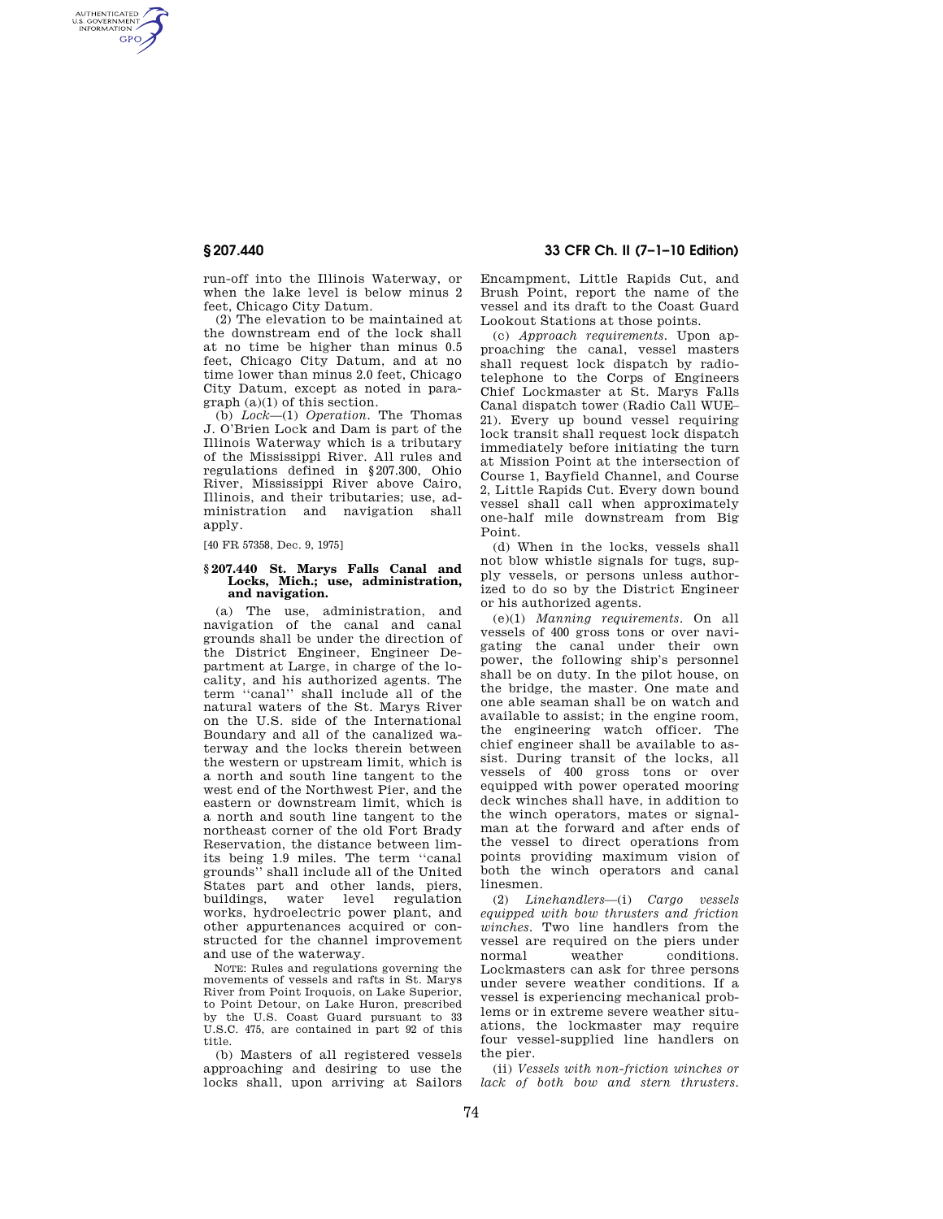run-off into the Illinois Waterway, or when the lake level is below minus 2 feet, Chicago City Datum.

(2) The elevation to be maintained at the downstream end of the lock shall at no time be higher than minus 0.5 feet, Chicago City Datum, and at no time lower than minus 2.0 feet, Chicago City Datum, except as noted in paragraph (a)(1) of this section.

(b) *Lock*—(1) *Operation.* The Thomas J. O'Brien Lock and Dam is part of the Illinois Waterway which is a tributary of the Mississippi River. All rules and regulations defined in §207.300, Ohio River, Mississippi River above Cairo, Illinois, and their tributaries; use, administration and navigation shall apply.

[40 FR 57358, Dec. 9, 1975]

### § 207.440 St. Marys Falls Canal and Locks, Mich.; use, administration, and navigation.

(a) The use, administration, and navigation of the canal and canal grounds shall be under the direction of the District Engineer, Engineer Department at Large, in charge of the locality, and his authorized agents. The term ''canal'' shall include all of the natural waters of the St. Marys River on the U.S. side of the International Boundary and all of the canalized waterway and the locks therein between the western or upstream limit, which is a north and south line tangent to the west end of the Northwest Pier, and the eastern or downstream limit, which is a north and south line tangent to the northeast corner of the old Fort Brady Reservation, the distance between limits being 1.9 miles. The term ''canal grounds'' shall include all of the United States part and other lands, piers, buildings, water level regulation works, hydroelectric power plant, and other appurtenances acquired or constructed for the channel improvement and use of the waterway.

NOTE: Rules and regulations governing the movements of vessels and rafts in St. Marys River from Point Iroquois, on Lake Superior, to Point Detour, on Lake Huron, prescribed by the U.S. Coast Guard pursuant to 33 U.S.C. 475, are contained in part 92 of this title.

(b) Masters of all registered vessels approaching and desiring to use the locks shall, upon arriving at Sailors Encampment, Little Rapids Cut, and Brush Point, report the name of the vessel and its draft to the Coast Guard Lookout Stations at those points.

(c) *Approach requirements.* Upon approaching the canal, vessel masters shall request lock dispatch by radiotelephone to the Corps of Engineers Chief Lockmaster at St. Marys Falls Canal dispatch tower (Radio Call WUE–21). Every up bound vessel requiring lock transit shall request lock dispatch immediately before initiating the turn at Mission Point at the intersection of Course 1, Bayfield Channel, and Course 2, Little Rapids Cut. Every down bound vessel shall call when approximately one-half mile downstream from Big Point.

(d) When in the locks, vessels shall not blow whistle signals for tugs, supply vessels, or persons unless authorized to do so by the District Engineer or his authorized agents.

(e)(1) *Manning requirements.* On all vessels of 400 gross tons or over navigating the canal under their own power, the following ship's personnel shall be on duty. In the pilot house, on the bridge, the master. One mate and one able seaman shall be on watch and available to assist; in the engine room, the engineering watch officer. The chief engineer shall be available to assist. During transit of the locks, all vessels of 400 gross tons or over equipped with power operated mooring deck winches shall have, in addition to the winch operators, mates or signalman at the forward and after ends of the vessel to direct operations from points providing maximum vision of both the winch operators and canal linesmen.

(2) *Linehandlers*—(i) *Cargo vessels equipped with bow thrusters and friction winches.* Two line handlers from the vessel are required on the piers under normal weather conditions. Lockmasters can ask for three persons under severe weather conditions. If a vessel is experiencing mechanical problems or in extreme severe weather situations, the lockmaster may require four vessel-supplied line handlers on the pier.

(ii) *Vessels with non-friction winches or lack of both bow and stern thrusters.*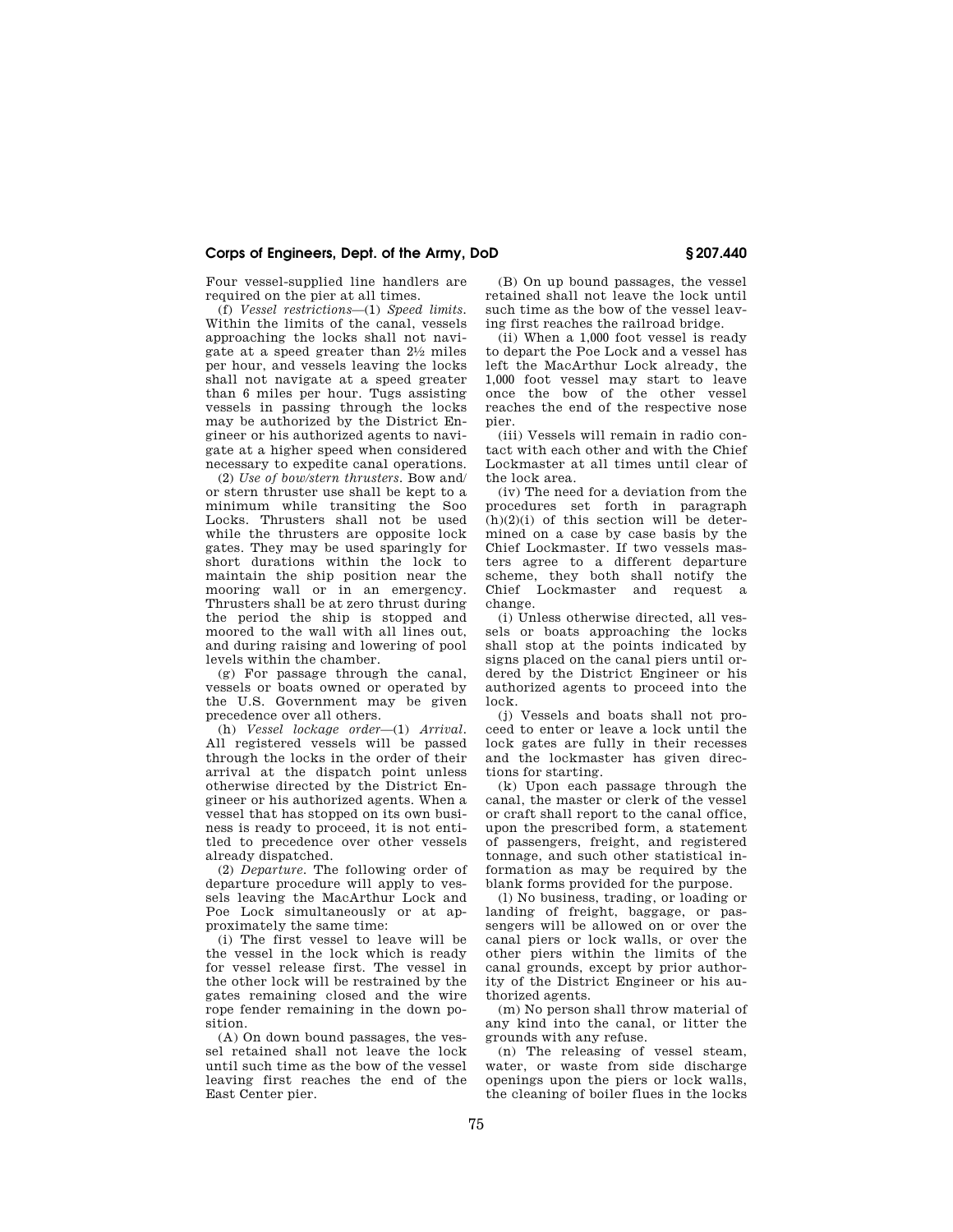Four vessel-supplied line handlers are required on the pier at all times.

(f) *Vessel restrictions*—(1) *Speed limits*. Within the limits of the canal, vessels approaching the locks shall not navigate at a speed greater than 2½ miles per hour, and vessels leaving the locks shall not navigate at a speed greater than 6 miles per hour. Tugs assisting vessels in passing through the locks may be authorized by the District Engineer or his authorized agents to navigate at a higher speed when considered necessary to expedite canal operations.

(2) *Use of bow/stern thrusters*. Bow and/or stern thruster use shall be kept to a minimum while transiting the Soo Locks. Thrusters shall not be used while the thrusters are opposite lock gates. They may be used sparingly for short durations within the lock to maintain the ship position near the mooring wall or in an emergency. Thrusters shall be at zero thrust during the period the ship is stopped and moored to the wall with all lines out, and during raising and lowering of pool levels within the chamber.

(g) For passage through the canal, vessels or boats owned or operated by the U.S. Government may be given precedence over all others.

(h) *Vessel lockage order*—(1) *Arrival*. All registered vessels will be passed through the locks in the order of their arrival at the dispatch point unless otherwise directed by the District Engineer or his authorized agents. When a vessel that has stopped on its own business is ready to proceed, it is not entitled to precedence over other vessels already dispatched.

(2) *Departure*. The following order of departure procedure will apply to vessels leaving the MacArthur Lock and Poe Lock simultaneously or at approximately the same time:

(i) The first vessel to leave will be the vessel in the lock which is ready for vessel release first. The vessel in the other lock will be restrained by the gates remaining closed and the wire rope fender remaining in the down position.

(A) On down bound passages, the vessel retained shall not leave the lock until such time as the bow of the vessel leaving first reaches the end of the East Center pier.

(B) On up bound passages, the vessel retained shall not leave the lock until such time as the bow of the vessel leaving first reaches the railroad bridge.

(ii) When a 1,000 foot vessel is ready to depart the Poe Lock and a vessel has left the MacArthur Lock already, the 1,000 foot vessel may start to leave once the bow of the other vessel reaches the end of the respective nose pier.

(iii) Vessels will remain in radio contact with each other and with the Chief Lockmaster at all times until clear of the lock area.

(iv) The need for a deviation from the procedures set forth in paragraph (h)(2)(i) of this section will be determined on a case by case basis by the Chief Lockmaster. If two vessels masters agree to a different departure scheme, they both shall notify the Chief Lockmaster and request a change.

(i) Unless otherwise directed, all vessels or boats approaching the locks shall stop at the points indicated by signs placed on the canal piers until ordered by the District Engineer or his authorized agents to proceed into the lock.

(j) Vessels and boats shall not proceed to enter or leave a lock until the lock gates are fully in their recesses and the lockmaster has given directions for starting.

(k) Upon each passage through the canal, the master or clerk of the vessel or craft shall report to the canal office, upon the prescribed form, a statement of passengers, freight, and registered tonnage, and such other statistical information as may be required by the blank forms provided for the purpose.

(l) No business, trading, or loading or landing of freight, baggage, or passengers will be allowed on or over the canal piers or lock walls, or over the other piers within the limits of the canal grounds, except by prior authority of the District Engineer or his authorized agents.

(m) No person shall throw material of any kind into the canal, or litter the grounds with any refuse.

(n) The releasing of vessel steam, water, or waste from side discharge openings upon the piers or lock walls, the cleaning of boiler flues in the locks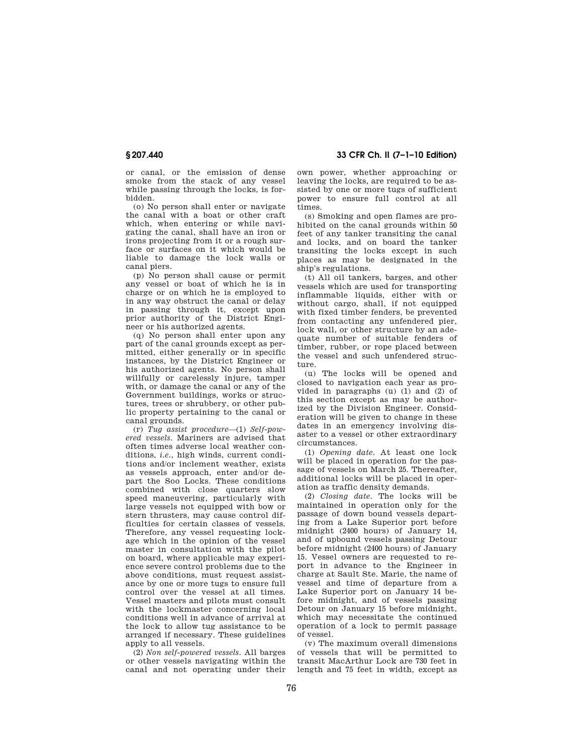or canal, or the emission of dense smoke from the stack of any vessel while passing through the locks, is forbidden.

(o) No person shall enter or navigate the canal with a boat or other craft which, when entering or while navigating the canal, shall have an iron or irons projecting from it or a rough surface or surfaces on it which would be liable to damage the lock walls or canal piers.

(p) No person shall cause or permit any vessel or boat of which he is in charge or on which he is employed to in any way obstruct the canal or delay in passing through it, except upon prior authority of the District Engineer or his authorized agents.

(q) No person shall enter upon any part of the canal grounds except as permitted, either generally or in specific instances, by the District Engineer or his authorized agents. No person shall willfully or carelessly injure, tamper with, or damage the canal or any of the Government buildings, works or structures, trees or shrubbery, or other public property pertaining to the canal or canal grounds.

(r) *Tug assist procedure*—(1) *Self-powered vessels.* Mariners are advised that often times adverse local weather conditions, *i.e.*, high winds, current conditions and/or inclement weather, exists as vessels approach, enter and/or depart the Soo Locks. These conditions combined with close quarters slow speed maneuvering, particularly with large vessels not equipped with bow or stern thrusters, may cause control difficulties for certain classes of vessels. Therefore, any vessel requesting lockage which in the opinion of the vessel master in consultation with the pilot on board, where applicable may experience severe control problems due to the above conditions, must request assistance by one or more tugs to ensure full control over the vessel at all times. Vessel masters and pilots must consult with the lockmaster concerning local conditions well in advance of arrival at the lock to allow tug assistance to be arranged if necessary. These guidelines apply to all vessels.

(2) *Non self-powered vessels.* All barges or other vessels navigating within the canal and not operating under their own power, whether approaching or leaving the locks, are required to be assisted by one or more tugs of sufficient power to ensure full control at all times.

(s) Smoking and open flames are prohibited on the canal grounds within 50 feet of any tanker transiting the canal and locks, and on board the tanker transiting the locks except in such places as may be designated in the ship's regulations.

(t) All oil tankers, barges, and other vessels which are used for transporting inflammable liquids, either with or without cargo, shall, if not equipped with fixed timber fenders, be prevented from contacting any unfendered pier, lock wall, or other structure by an adequate number of suitable fenders of timber, rubber, or rope placed between the vessel and such unfendered structure.

(u) The locks will be opened and closed to navigation each year as provided in paragraphs (u) (1) and (2) of this section except as may be authorized by the Division Engineer. Consideration will be given to change in these dates in an emergency involving disaster to a vessel or other extraordinary circumstances.

(1) *Opening date.* At least one lock will be placed in operation for the passage of vessels on March 25. Thereafter, additional locks will be placed in operation as traffic density demands.

(2) *Closing date.* The locks will be maintained in operation only for the passage of down bound vessels departing from a Lake Superior port before midnight (2400 hours) of January 14, and of upbound vessels passing Detour before midnight (2400 hours) of January 15. Vessel owners are requested to report in advance to the Engineer in charge at Sault Ste. Marie, the name of vessel and time of departure from a Lake Superior port on January 14 before midnight, and of vessels passing Detour on January 15 before midnight, which may necessitate the continued operation of a lock to permit passage of vessel.

(v) The maximum overall dimensions of vessels that will be permitted to transit MacArthur Lock are 730 feet in length and 75 feet in width, except as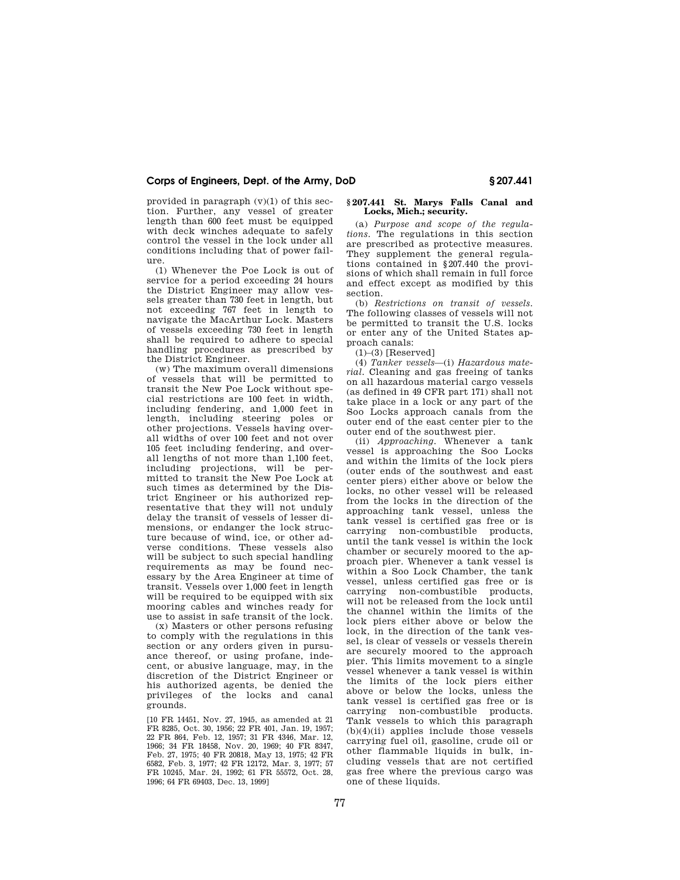provided in paragraph (v)(1) of this section. Further, any vessel of greater length than 600 feet must be equipped with deck winches adequate to safely control the vessel in the lock under all conditions including that of power failure.

(1) Whenever the Poe Lock is out of service for a period exceeding 24 hours the District Engineer may allow vessels greater than 730 feet in length, but not exceeding 767 feet in length to navigate the MacArthur Lock. Masters of vessels exceeding 730 feet in length shall be required to adhere to special handling procedures as prescribed by the District Engineer.

(w) The maximum overall dimensions of vessels that will be permitted to transit the New Poe Lock without special restrictions are 100 feet in width, including fendering, and 1,000 feet in length, including steering poles or other projections. Vessels having overall widths of over 100 feet and not over 105 feet including fendering, and overall lengths of not more than 1,100 feet, including projections, will be permitted to transit the New Poe Lock at such times as determined by the District Engineer or his authorized representative that they will not unduly delay the transit of vessels of lesser dimensions, or endanger the lock structure because of wind, ice, or other adverse conditions. These vessels also will be subject to such special handling requirements as may be found necessary by the Area Engineer at time of transit. Vessels over 1,000 feet in length will be required to be equipped with six mooring cables and winches ready for use to assist in safe transit of the lock.

(x) Masters or other persons refusing to comply with the regulations in this section or any orders given in pursuance thereof, or using profane, indecent, or abusive language, may, in the discretion of the District Engineer or his authorized agents, be denied the privileges of the locks and canal grounds.

[10 FR 14451, Nov. 27, 1945, as amended at 21 FR 8285, Oct. 30, 1956; 22 FR 401, Jan. 19, 1957; 22 FR 864, Feb. 12, 1957; 31 FR 4346, Mar. 12, 1966; 34 FR 18458, Nov. 20, 1969; 40 FR 8347, Feb. 27, 1975; 40 FR 20818, May 13, 1975; 42 FR 6582, Feb. 3, 1977; 42 FR 12172, Mar. 3, 1977; 57 FR 10245, Mar. 24, 1992; 61 FR 55572, Oct. 28, 1996; 64 FR 69403, Dec. 13, 1999]

## § 207.441 St. Marys Falls Canal and Locks, Mich.; security.

(a) *Purpose and scope of the regulations.* The regulations in this section are prescribed as protective measures. They supplement the general regulations contained in § 207.440 the provisions of which shall remain in full force and effect except as modified by this section.

(b) *Restrictions on transit of vessels.* The following classes of vessels will not be permitted to transit the U.S. locks or enter any of the United States approach canals:

(1)–(3) [Reserved]

(4) *Tanker vessels*—(i) *Hazardous material.* Cleaning and gas freeing of tanks on all hazardous material cargo vessels (as defined in 49 CFR part 171) shall not take place in a lock or any part of the Soo Locks approach canals from the outer end of the east center pier to the outer end of the southwest pier.

(ii) *Approaching.* Whenever a tank vessel is approaching the Soo Locks and within the limits of the lock piers (outer ends of the southwest and east center piers) either above or below the locks, no other vessel will be released from the locks in the direction of the approaching tank vessel, unless the tank vessel is certified gas free or is carrying non-combustible products, until the tank vessel is within the lock chamber or securely moored to the approach pier. Whenever a tank vessel is within a Soo Lock Chamber, the tank vessel, unless certified gas free or is carrying non-combustible products, will not be released from the lock until the channel within the limits of the lock piers either above or below the lock, in the direction of the tank vessel, is clear of vessels or vessels therein are securely moored to the approach pier. This limits movement to a single vessel whenever a tank vessel is within the limits of the lock piers either above or below the locks, unless the tank vessel is certified gas free or is carrying non-combustible products. Tank vessels to which this paragraph (b)(4)(ii) applies include those vessels carrying fuel oil, gasoline, crude oil or other flammable liquids in bulk, including vessels that are not certified gas free where the previous cargo was one of these liquids.